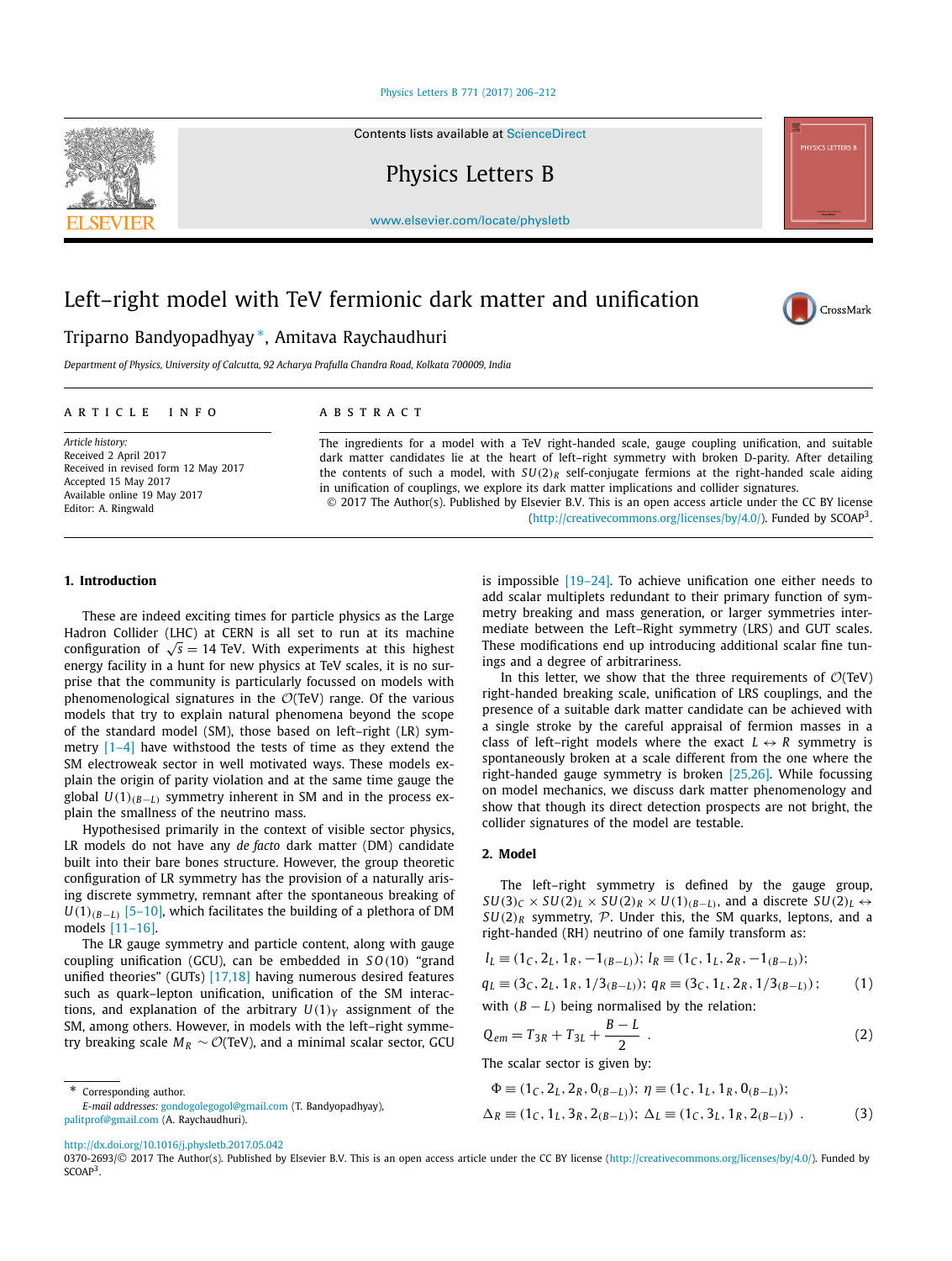# Left–right model with TeV fermionic dark matter and unification

Triparno Bandyopadhyay *, Amitava Raychaudhuri

*Department of Physics, University of Calcutta, 92 Acharya Prafulla Chandra Road, Kolkata 700009, India*

**ARTICLE INFO**

*Article history:*
Received 2 April 2017
Received in revised form 12 May 2017
Accepted 15 May 2017
Available online 19 May 2017
Editor: A. Ringwald

**ABSTRACT**

The ingredients for a model with a TeV right-handed scale, gauge coupling unification, and suitable dark matter candidates lie at the heart of left–right symmetry with broken D-parity. After detailing the contents of such a model, with $SU(2)_R$ self-conjugate fermions at the right-handed scale aiding in unification of couplings, we explore its dark matter implications and collider signatures.

© 2017 The Author(s). Published by Elsevier B.V. This is an open access article under the CC BY license (http://creativecommons.org/licenses/by/4.0/). Funded by SCOAP[3].

## 1. Introduction

These are indeed exciting times for particle physics as the Large Hadron Collider (LHC) at CERN is all set to run at its machine configuration of $\sqrt{s} = 14$ TeV. With experiments at this highest energy facility in a hunt for new physics at TeV scales, it is no surprise that the community is particularly focussed on models with phenomenological signatures in the $\mathcal{O}$(TeV) range. Of the various models that try to explain natural phenomena beyond the scope of the standard model (SM), those based on left–right (LR) symmetry [1–4] have withstood the tests of time as they extend the SM electroweak sector in well motivated ways. These models explain the origin of parity violation and at the same time gauge the global $U(1)_{(B-L)}$ symmetry inherent in SM and in the process explain the smallness of the neutrino mass.

Hypothesised primarily in the context of visible sector physics, LR models do not have any *de facto* dark matter (DM) candidate built into their bare bones structure. However, the group theoretic configuration of LR symmetry has the provision of a naturally arising discrete symmetry, remnant after the spontaneous breaking of $U(1)_{(B-L)}$ [5–10], which facilitates the building of a plethora of DM models [11–16].

The LR gauge symmetry and particle content, along with gauge coupling unification (GCU), can be embedded in $SO(10)$ "grand unified theories" (GUTs) [17,18] having numerous desired features such as quark–lepton unification, unification of the SM interactions, and explanation of the arbitrary $U(1)_Y$ assignment of the SM, among others. However, in models with the left–right symmetry breaking scale $M_R \sim \mathcal{O}$(TeV), and a minimal scalar sector, GCU is impossible [19–24]. To achieve unification one either needs to add scalar multiplets redundant to their primary function of symmetry breaking and mass generation, or larger symmetries intermediate between the Left–Right symmetry (LRS) and GUT scales. These modifications end up introducing additional scalar fine tunings and a degree of arbitrariness.

In this letter, we show that the three requirements of $\mathcal{O}$(TeV) right-handed breaking scale, unification of LRS couplings, and the presence of a suitable dark matter candidate can be achieved with a single stroke by the careful appraisal of fermion masses in a class of left–right models where the exact $L \leftrightarrow R$ symmetry is spontaneously broken at a scale different from the one where the right-handed gauge symmetry is broken [25,26]. While focussing on model mechanics, we discuss dark matter phenomenology and show that though its direct detection prospects are not bright, the collider signatures of the model are testable.

## 2. Model

The left–right symmetry is defined by the gauge group, $SU(3)_C \times SU(2)_L \times SU(2)_R \times U(1)_{(B-L)}$, and a discrete $SU(2)_L \leftrightarrow SU(2)_R$ symmetry, $\mathcal{P}$. Under this, the SM quarks, leptons, and a right-handed (RH) neutrino of one family transform as:

$$l_L \equiv (1_C, 2_L, 1_R, -1_{(B-L)});\ l_R \equiv (1_C, 1_L, 2_R, -1_{(B-L)});$$

$$q_L \equiv (3_C, 2_L, 1_R, 1/3_{(B-L)});\ q_R \equiv (3_C, 1_L, 2_R, 1/3_{(B-L)})\,; \tag{1}$$

with $(B-L)$ being normalised by the relation:

$$Q_{em} = T_{3R} + T_{3L} + \frac{B-L}{2}\ . \tag{2}$$

The scalar sector is given by:

$$\Phi \equiv (1_C, 2_L, 2_R, 0_{(B-L)});\ \eta \equiv (1_C, 1_L, 1_R, 0_{(B-L)});$$

$$\Delta_R \equiv (1_C, 1_L, 3_R, 2_{(B-L)});\ \Delta_L \equiv (1_C, 3_L, 1_R, 2_{(B-L)})\ . \tag{3}$$

* Corresponding author.
*E-mail addresses:* gondogolegogol@gmail.com (T. Bandyopadhyay), palitprof@gmail.com (A. Raychaudhuri).

http://dx.doi.org/10.1016/j.physletb.2017.05.042
0370-2693/© 2017 The Author(s). Published by Elsevier B.V. This is an open access article under the CC BY license (http://creativecommons.org/licenses/by/4.0/). Funded by SCOAP[3].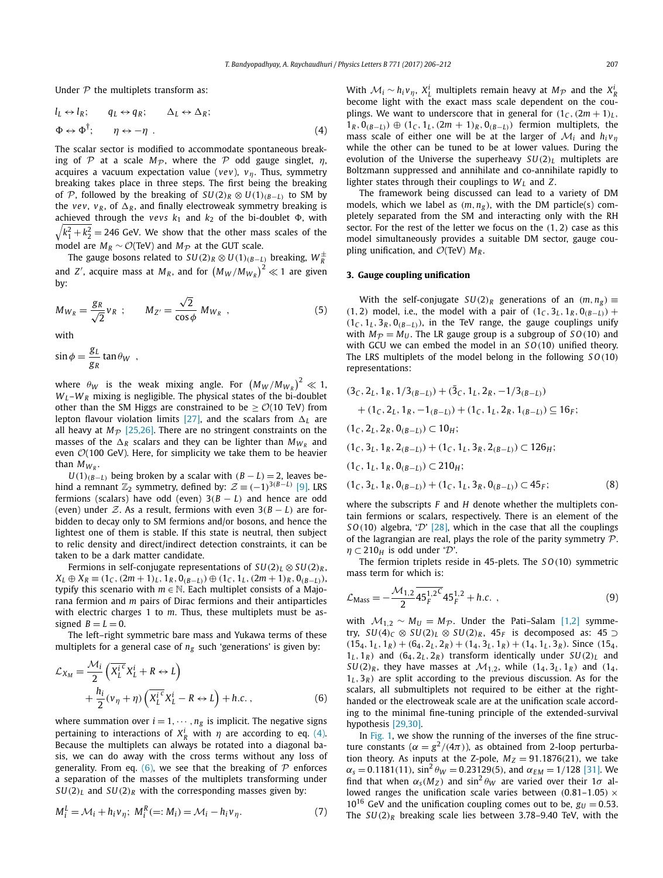Under $\mathcal{P}$ the multiplets transform as:

$$
\begin{aligned}
&l_L \leftrightarrow l_R; \qquad q_L \leftrightarrow q_R; \qquad \Delta_L \leftrightarrow \Delta_R; \\
&\Phi \leftrightarrow \Phi^\dagger; \qquad \eta \leftrightarrow -\eta \ . 
\end{aligned} \tag{4}
$$

The scalar sector is modified to accommodate spontaneous breaking of $\mathcal{P}$ at a scale $M_\mathcal{P}$, where the $\mathcal{P}$ odd gauge singlet, $\eta$, acquires a vacuum expectation value ($vev$), $v_\eta$. Thus, symmetry breaking takes place in three steps. The first being the breaking of $\mathcal{P}$, followed by the breaking of $SU(2)_R \otimes U(1)_{(B-L)}$ to SM by the $vev$, $v_R$, of $\Delta_R$, and finally electroweak symmetry breaking is achieved through the $vevs$ $k_1$ and $k_2$ of the bi-doublet $\Phi$, with $\sqrt{k_1^2 + k_2^2} = 246$ GeV. We show that the other mass scales of the model are $M_R \sim \mathcal{O}$(TeV) and $M_\mathcal{P}$ at the GUT scale.

The gauge bosons related to $SU(2)_R \otimes U(1)_{(B-L)}$ breaking, $W_R^\pm$ and $Z'$, acquire mass at $M_R$, and for $\left(M_W/M_{W_R}\right)^2 \ll 1$ are given by:

$$
M_{W_R} = \frac{g_R}{\sqrt{2}} v_R \ ; \qquad M_{Z'} = \frac{\sqrt{2}}{\cos\phi} M_{W_R} \ , \tag{5}
$$

with

$$
\sin\phi = \frac{g_L}{g_R} \tan\theta_W \ ,
$$

where $\theta_W$ is the weak mixing angle. For $\left(M_W/M_{W_R}\right)^2 \ll 1$, $W_L$–$W_R$ mixing is negligible. The physical states of the bi-doublet other than the SM Higgs are constrained to be $\geq \mathcal{O}(10$ TeV) from lepton flavour violation limits [27], and the scalars from $\Delta_L$ are all heavy at $M_\mathcal{P}$ [25,26]. There are no stringent constraints on the masses of the $\Delta_R$ scalars and they can be lighter than $M_{W_R}$ and even $\mathcal{O}(100$ GeV). Here, for simplicity we take them to be heavier than $M_{W_R}$.

$U(1)_{(B-L)}$ being broken by a scalar with $(B-L) = 2$, leaves behind a remnant $\mathbb{Z}_2$ symmetry, defined by: $\mathcal{Z} \equiv (-1)^{3(B-L)}$ [9]. LRS fermions (scalars) have odd (even) $3(B-L)$ and hence are odd (even) under $\mathcal{Z}$. As a result, fermions with even $3(B-L)$ are forbidden to decay only to SM fermions and/or bosons, and hence the lightest one of them is stable. If this state is neutral, then subject to relic density and direct/indirect detection constraints, it can be taken to be a dark matter candidate.

Fermions in self-conjugate representations of $SU(2)_L \otimes SU(2)_R$, $X_L \oplus X_R \equiv (1_C, (2m+1)_L, 1_R, 0_{(B-L)}) \oplus (1_C, 1_L, (2m+1)_R, 0_{(B-L)})$, typify this scenario with $m \in \mathbb{N}$. Each multiplet consists of a Majorana fermion and $m$ pairs of Dirac fermions and their antiparticles with electric charges 1 to $m$. Thus, these multiplets must be assigned $B = L = 0$.

The left–right symmetric bare mass and Yukawa terms of these multiplets for a general case of $n_g$ such 'generations' is given by:

$$
\begin{aligned}
\mathcal{L}_{X_M} = &\frac{\mathcal{M}_i}{2}\left(\overline{X_L^{i\,c}} X_L^i + R \leftrightarrow L\right) \\
&+ \frac{h_i}{2}(v_\eta + \eta)\left(\overline{X_L^{i\,c}} X_L^i - R \leftrightarrow L\right) + h.c. \, ,
\end{aligned} \tag{6}
$$

where summation over $i = 1, \cdots, n_g$ is implicit. The negative signs pertaining to interactions of $X_R^i$ with $\eta$ are according to eq. (4). Because the multiplets can always be rotated into a diagonal basis, we can do away with the cross terms without any loss of generality. From eq. (6), we see that the breaking of $\mathcal{P}$ enforces a separation of the masses of the multiplets transforming under $SU(2)_L$ and $SU(2)_R$ with the corresponding masses given by:

$$
M_i^L = \mathcal{M}_i + h_i v_\eta; \ M_i^R (=: M_i) = \mathcal{M}_i - h_i v_\eta. \tag{7}
$$

With $\mathcal{M}_i \sim h_i v_\eta$, $X_L^i$ multiplets remain heavy at $M_\mathcal{P}$ and the $X_R^i$ become light with the exact mass scale dependent on the couplings. We want to underscore that in general for $(1_C, (2m+1)_L, 1_R, 0_{(B-L)}) \oplus (1_C, 1_L, (2m+1)_R, 0_{(B-L)})$ fermion multiplets, the mass scale of either one will be at the larger of $\mathcal{M}_i$ and $h_i v_\eta$ while the other can be tuned to be at lower values. During the evolution of the Universe the superheavy $SU(2)_L$ multiplets are Boltzmann suppressed and annihilate and co-annihilate rapidly to lighter states through their couplings to $W_L$ and $Z$.

The framework being discussed can lead to a variety of DM models, which we label as $(m, n_g)$, with the DM particle(s) completely separated from the SM and interacting only with the RH sector. For the rest of the letter we focus on the $(1, 2)$ case as this model simultaneously provides a suitable DM sector, gauge coupling unification, and $\mathcal{O}$(TeV) $M_R$.

## 3. Gauge coupling unification

With the self-conjugate $SU(2)_R$ generations of an $(m, n_g) \equiv (1, 2)$ model, i.e., the model with a pair of $(1_C, 3_L, 1_R, 0_{(B-L)}) + (1_C, 1_L, 3_R, 0_{(B-L)})$, in the TeV range, the gauge couplings unify with $M_\mathcal{P} = M_U$. The LR gauge group is a subgroup of $SO(10)$ and with GCU we can embed the model in an $SO(10)$ unified theory. The LRS multiplets of the model belong in the following $SO(10)$ representations:

$$
\begin{aligned}
&(3_C, 2_L, 1_R, 1/3_{(B-L)}) + (\bar{3}_C, 1_L, 2_R, -1/3_{(B-L)}) \\
&\quad + (1_C, 2_L, 1_R, -1_{(B-L)}) + (1_C, 1_L, 2_R, 1_{(B-L)}) \subseteq 16_F; \\
&(1_C, 2_L, 2_R, 0_{(B-L)}) \subset 10_H; \\
&(1_C, 3_L, 1_R, 2_{(B-L)}) + (1_C, 1_L, 3_R, 2_{(B-L)}) \subset 126_H; \\
&(1_C, 1_L, 1_R, 0_{(B-L)}) \subset 210_H; \\
&(1_C, 3_L, 1_R, 0_{(B-L)}) + (1_C, 1_L, 3_R, 0_{(B-L)}) \subset 45_F;
\end{aligned} \tag{8}
$$

where the subscripts $F$ and $H$ denote whether the multiplets contain fermions or scalars, respectively. There is an element of the $SO(10)$ algebra, '$\mathcal{D}$' [28], which in the case that all the couplings of the lagrangian are real, plays the role of the parity symmetry $\mathcal{P}$. $\eta \subset 210_H$ is odd under '$\mathcal{D}$'.

The fermion triplets reside in 45-plets. The $SO(10)$ symmetric mass term for which is:

$$
\mathcal{L}_{\text{Mass}} = -\frac{\mathcal{M}_{1,2}}{2} \overline{45_F^{1,2^C}} 45_F^{1,2} + h.c. \ , \tag{9}
$$

with $\mathcal{M}_{1,2} \sim M_U = M_\mathcal{P}$. Under the Pati–Salam [1,2] symmetry, $SU(4)_C \otimes SU(2)_L \otimes SU(2)_R$, $45_F$ is decomposed as: $45 \supset (15_4, 1_L, 1_R) + (6_4, 2_L, 2_R) + (1_4, 3_L, 1_R) + (1_4, 1_L, 3_R)$. Since $(15_4, 1_L, 1_R)$ and $(6_4, 2_L, 2_R)$ transform identically under $SU(2)_L$ and $SU(2)_R$, they have masses at $\mathcal{M}_{1,2}$, while $(1_4, 3_L, 1_R)$ and $(1_4, 1_L, 3_R)$ are split according to the previous discussion. As for the scalars, all submultiplets not required to be either at the right-handed or the electroweak scale are at the unification scale according to the minimal fine-tuning principle of the extended-survival hypothesis [29,30].

In Fig. 1, we show the running of the inverses of the fine structure constants ($\alpha = g^2/(4\pi)$), as obtained from 2-loop perturbation theory. As inputs at the Z-pole, $M_Z = 91.1876(21)$, we take $\alpha_s = 0.1181(11)$, $\sin^2\theta_W = 0.23129(5)$, and $\alpha_{EM} = 1/128$ [31]. We find that when $\alpha_s(M_Z)$ and $\sin^2\theta_W$ are varied over their $1\sigma$ allowed ranges the unification scale varies between $(0.81$–$1.05) \times 10^{16}$ GeV and the unification coupling comes out to be, $g_U = 0.53$. The $SU(2)_R$ breaking scale lies between 3.78–9.40 TeV, with the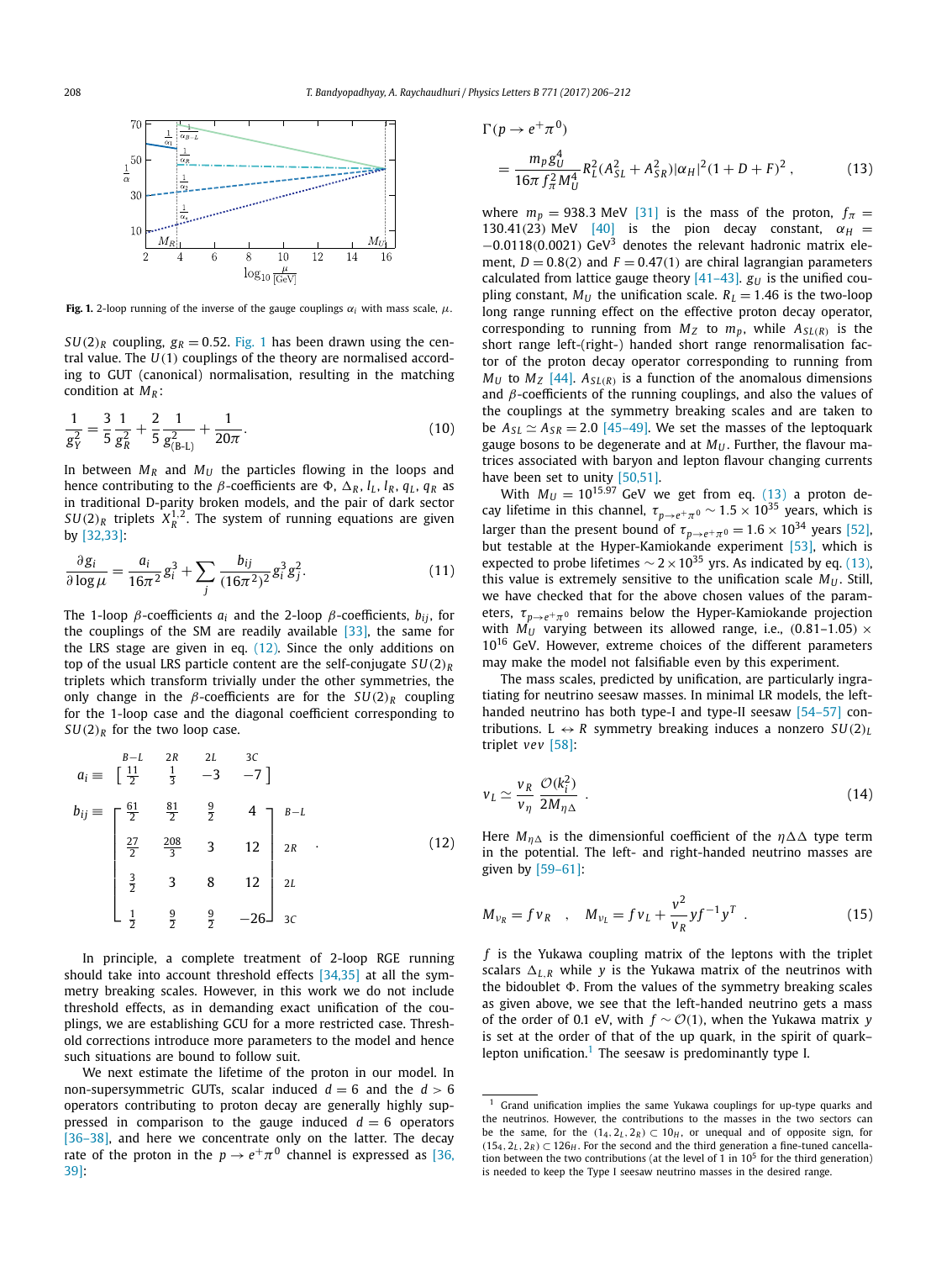Fig. 1. 2-loop running of the inverse of the gauge couplings $\alpha_i$ with mass scale, $\mu$.

$SU(2)_R$ coupling, $g_R = 0.52$. Fig. 1 has been drawn using the central value. The $U(1)$ couplings of the theory are normalised according to GUT (canonical) normalisation, resulting in the matching condition at $M_R$:

$$\frac{1}{g_Y^2} = \frac{3}{5}\frac{1}{g_R^2} + \frac{2}{5}\frac{1}{g_{(B-L)}^2} + \frac{1}{20\pi}. \tag{10}$$

In between $M_R$ and $M_U$ the particles flowing in the loops and hence contributing to the $\beta$-coefficients are $\Phi$, $\Delta_R$, $l_L$, $l_R$, $q_L$, $q_R$ as in traditional D-parity broken models, and the pair of dark sector $SU(2)_R$ triplets $X_R^{1,2}$. The system of running equations are given by [32,33]:

$$\frac{\partial g_i}{\partial \log \mu} = \frac{a_i}{16\pi^2} g_i^3 + \sum_j \frac{b_{ij}}{(16\pi^2)^2} g_i^3 g_j^2. \tag{11}$$

The 1-loop $\beta$-coefficients $a_i$ and the 2-loop $\beta$-coefficients, $b_{ij}$, for the couplings of the SM are readily available [33], the same for the LRS stage are given in eq. (12). Since the only additions on top of the usual LRS particle content are the self-conjugate $SU(2)_R$ triplets which transform trivially under the other symmetries, the only change in the $\beta$-coefficients are for the $SU(2)_R$ coupling for the 1-loop case and the diagonal coefficient corresponding to $SU(2)_R$ for the two loop case.

$$a_i \equiv \begin{array}{c} \begin{matrix} B-L & 2R & 2L & 3C \end{matrix} \\ \left[\begin{matrix} \frac{11}{2} & \frac{1}{3} & -3 & -7 \end{matrix}\right] \end{array}$$

$$b_{ij} \equiv \begin{bmatrix} \frac{61}{2} & \frac{81}{2} & \frac{9}{2} & 4 \\ \frac{27}{2} & \frac{208}{3} & 3 & 12 \\ \frac{3}{2} & 3 & 8 & 12 \\ \frac{1}{2} & \frac{9}{2} & \frac{9}{2} & -26 \end{bmatrix} \begin{matrix} B-L \\ 2R \\ 2L \\ 3C \end{matrix} . \tag{12}$$

In principle, a complete treatment of 2-loop RGE running should take into account threshold effects [34,35] at all the symmetry breaking scales. However, in this work we do not include threshold effects, as in demanding exact unification of the couplings, we are establishing GCU for a more restricted case. Threshold corrections introduce more parameters to the model and hence such situations are bound to follow suit.

We next estimate the lifetime of the proton in our model. In non-supersymmetric GUTs, scalar induced $d = 6$ and the $d > 6$ operators contributing to proton decay are generally highly suppressed in comparison to the gauge induced $d = 6$ operators [36–38], and here we concentrate only on the latter. The decay rate of the proton in the $p \to e^+\pi^0$ channel is expressed as [36,39]:

$$\Gamma(p \to e^+\pi^0) = \frac{m_p g_U^4}{16\pi f_\pi^2 M_U^4} R_L^2 (A_{SL}^2 + A_{SR}^2) |\alpha_H|^2 (1 + D + F)^2 , \tag{13}$$

where $m_p = 938.3$ MeV [31] is the mass of the proton, $f_\pi = 130.41(23)$ MeV [40] is the pion decay constant, $\alpha_H = -0.0118(0.0021)$ GeV$^3$ denotes the relevant hadronic matrix element, $D = 0.8(2)$ and $F = 0.47(1)$ are chiral lagrangian parameters calculated from lattice gauge theory [41–43]. $g_U$ is the unified coupling constant, $M_U$ the unification scale. $R_L = 1.46$ is the two-loop long range running effect on the effective proton decay operator, corresponding to running from $M_Z$ to $m_p$, while $A_{SL(R)}$ is the short range left-(right-) handed short range renormalisation factor of the proton decay operator corresponding to running from $M_U$ to $M_Z$ [44]. $A_{SL(R)}$ is a function of the anomalous dimensions and $\beta$-coefficients of the running couplings, and also the values of the couplings at the symmetry breaking scales and are taken to be $A_{SL} \simeq A_{SR} = 2.0$ [45–49]. We set the masses of the leptoquark gauge bosons to be degenerate and at $M_U$. Further, the flavour matrices associated with baryon and lepton flavour changing currents have been set to unity [50,51].

With $M_U = 10^{15.97}$ GeV we get from eq. (13) a proton decay lifetime in this channel, $\tau_{p\to e^+\pi^0} \sim 1.5 \times 10^{35}$ years, which is larger than the present bound of $\tau_{p\to e^+\pi^0} = 1.6 \times 10^{34}$ years [52], but testable at the Hyper-Kamiokande experiment [53], which is expected to probe lifetimes $\sim 2 \times 10^{35}$ yrs. As indicated by eq. (13), this value is extremely sensitive to the unification scale $M_U$. Still, we have checked that for the above chosen values of the parameters, $\tau_{p\to e^+\pi^0}$ remains below the Hyper-Kamiokande projection with $M_U$ varying between its allowed range, i.e., $(0.81$–$1.05) \times 10^{16}$ GeV. However, extreme choices of the different parameters may make the model not falsifiable even by this experiment.

The mass scales, predicted by unification, are particularly ingratiating for neutrino seesaw masses. In minimal LR models, the left-handed neutrino has both type-I and type-II seesaw [54–57] contributions. L $\leftrightarrow$ R symmetry breaking induces a nonzero $SU(2)_L$ triplet *vev* [58]:

$$v_L \simeq \frac{v_R}{v_\eta} \frac{\mathcal{O}(k_i^2)}{2M_{\eta\Delta}} . \tag{14}$$

Here $M_{\eta\Delta}$ is the dimensionful coefficient of the $\eta\Delta\Delta$ type term in the potential. The left- and right-handed neutrino masses are given by [59–61]:

$$M_{\nu_R} = f v_R \quad , \quad M_{\nu_L} = f v_L + \frac{v^2}{v_R} y f^{-1} y^T . \tag{15}$$

$f$ is the Yukawa coupling matrix of the leptons with the triplet scalars $\Delta_{L,R}$ while $y$ is the Yukawa matrix of the neutrinos with the bidoublet $\Phi$. From the values of the symmetry breaking scales as given above, we see that the left-handed neutrino gets a mass of the order of 0.1 eV, with $f \sim \mathcal{O}(1)$, when the Yukawa matrix $y$ is set at the order of that of the up quark, in the spirit of quark–lepton unification.[1] The seesaw is predominantly type I.

[1] Grand unification implies the same Yukawa couplings for up-type quarks and the neutrinos. However, the contributions to the masses in the two sectors can be the same, for the $(1_4, 2_L, 2_R) \subset 10_H$, or unequal and of opposite sign, for $(15_4, 2_L, 2_R) \subset 126_H$. For the second and the third generation a fine-tuned cancellation between the two contributions (at the level of 1 in $10^5$ for the third generation) is needed to keep the Type I seesaw neutrino masses in the desired range.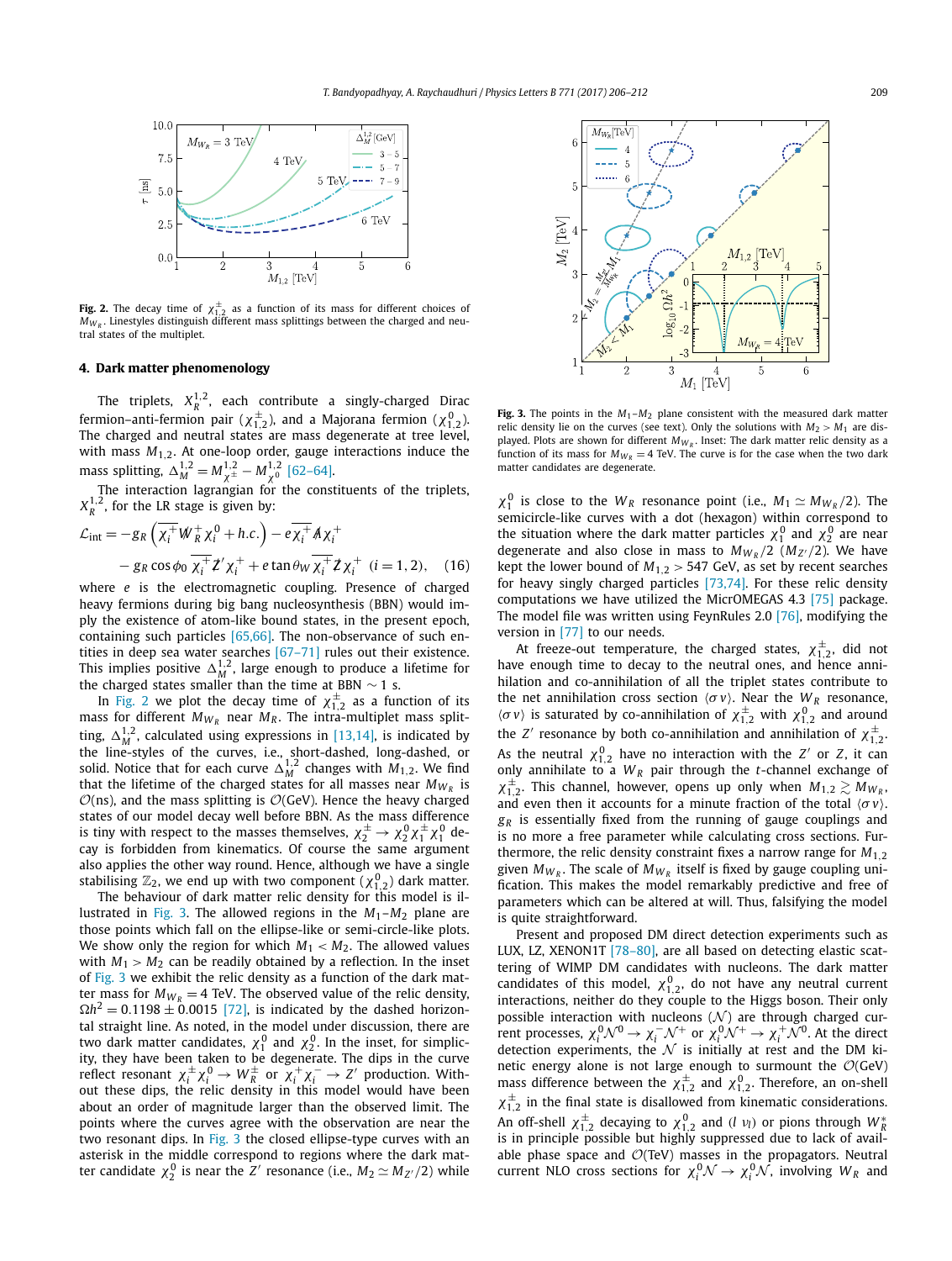**Fig. 2.** The decay time of $\chi^{\pm}_{1,2}$ as a function of its mass for different choices of $M_{W_R}$. Linestyles distinguish different mass splittings between the charged and neutral states of the multiplet.

## 4. Dark matter phenomenology

The triplets, $X_R^{1,2}$, each contribute a singly-charged Dirac fermion–anti-fermion pair ($\chi^{\pm}_{1,2}$), and a Majorana fermion ($\chi^0_{1,2}$). The charged and neutral states are mass degenerate at tree level, with mass $M_{1,2}$. At one-loop order, gauge interactions induce the mass splitting, $\Delta_M^{1,2} = M^{1,2}_{\chi^{\pm}} - M^{1,2}_{\chi^0}$ [62–64].

The interaction lagrangian for the constituents of the triplets, $X_R^{1,2}$, for the LR stage is given by:

$$\mathcal{L}_{\rm int} = -g_R\left(\overline{\chi_i^+}\,\slashed{W}_R^+\chi_i^0 + h.c.\right) - e\,\overline{\chi_i^+}\,\slashed{A}\,\chi_i^+ - g_R\cos\phi_0\,\overline{\chi_i^+}\,\slashed{Z}'\chi_i^+ + e\tan\theta_W\,\overline{\chi_i^+}\,\slashed{Z}\,\chi_i^+ \quad (i=1,2), \qquad (16)$$

where $e$ is the electromagnetic coupling. Presence of charged heavy fermions during big bang nucleosynthesis (BBN) would imply the existence of atom-like bound states, in the present epoch, containing such particles [65,66]. The non-observance of such entities in deep sea water searches [67–71] rules out their existence. This implies positive $\Delta_M^{1,2}$, large enough to produce a lifetime for the charged states smaller than the time at BBN $\sim 1$ s.

In Fig. 2 we plot the decay time of $\chi^{\pm}_{1,2}$ as a function of its mass for different $M_{W_R}$ near $M_R$. The intra-multiplet mass splitting, $\Delta_M^{1,2}$, calculated using expressions in [13,14], is indicated by the line-styles of the curves, i.e., short-dashed, long-dashed, or solid. Notice that for each curve $\Delta_M^{1,2}$ changes with $M_{1,2}$. We find that the lifetime of the charged states for all masses near $M_{W_R}$ is $\mathcal{O}$(ns), and the mass splitting is $\mathcal{O}$(GeV). Hence the heavy charged states of our model decay well before BBN. As the mass difference is tiny with respect to the masses themselves, $\chi_2^{\pm} \to \chi_2^0\chi_1^{\pm}\chi_1^0$ decay is forbidden from kinematics. Of course the same argument also applies the other way round. Hence, although we have a single stabilising $\mathbb{Z}_2$, we end up with two component ($\chi^0_{1,2}$) dark matter.

The behaviour of dark matter relic density for this model is illustrated in Fig. 3. The allowed regions in the $M_1$–$M_2$ plane are those points which fall on the ellipse-like or semi-circle-like plots. We show only the region for which $M_1 < M_2$. The allowed values with $M_1 > M_2$ can be readily obtained by a reflection. In the inset of Fig. 3 we exhibit the relic density as a function of the dark matter mass for $M_{W_R} = 4$ TeV. The observed value of the relic density, $\Omega h^2 = 0.1198 \pm 0.0015$ [72], is indicated by the dashed horizontal straight line. As noted, in the model under discussion, there are two dark matter candidates, $\chi_1^0$ and $\chi_2^0$. In the inset, for simplicity, they have been taken to be degenerate. The dips in the curve reflect resonant $\chi_i^{\pm}\chi_i^0 \to W_R^{\pm}$ or $\chi_i^+\chi_i^- \to Z'$ production. Without these dips, the relic density in this model would have been about an order of magnitude larger than the observed limit. The points where the curves agree with the observation are near the two resonant dips. In Fig. 3 the closed ellipse-type curves with an asterisk in the middle correspond to regions where the dark matter candidate $\chi_2^0$ is near the $Z'$ resonance (i.e., $M_2 \simeq M_{Z'}/2$) while

**Fig. 3.** The points in the $M_1$–$M_2$ plane consistent with the measured dark matter relic density lie on the curves (see text). Only the solutions with $M_2 > M_1$ are displayed. Plots are shown for different $M_{W_R}$. Inset: The dark matter relic density as a function of its mass for $M_{W_R} = 4$ TeV. The curve is for the case when the two dark matter candidates are degenerate.

$\chi_1^0$ is close to the $W_R$ resonance point (i.e., $M_1 \simeq M_{W_R}/2$). The semicircle-like curves with a dot (hexagon) within correspond to the situation where the dark matter particles $\chi_1^0$ and $\chi_2^0$ are near degenerate and also close in mass to $M_{W_R}/2$ ($M_{Z'}/2$). We have kept the lower bound of $M_{1,2} > 547$ GeV, as set by recent searches for heavy singly charged particles [73,74]. For these relic density computations we have utilized the MicrOMEGAS 4.3 [75] package. The model file was written using FeynRules 2.0 [76], modifying the version in [77] to our needs.

At freeze-out temperature, the charged states, $\chi^{\pm}_{1,2}$, did not have enough time to decay to the neutral ones, and hence annihilation and co-annihilation of all the triplet states contribute to the net annihilation cross section $\langle\sigma v\rangle$. Near the $W_R$ resonance, $\langle\sigma v\rangle$ is saturated by co-annihilation of $\chi^{\pm}_{1,2}$ with $\chi^0_{1,2}$ and around the $Z'$ resonance by both co-annihilation and annihilation of $\chi^{\pm}_{1,2}$. As the neutral $\chi^0_{1,2}$ have no interaction with the $Z'$ or $Z$, it can only annihilate to a $W_R$ pair through the $t$-channel exchange of $\chi^{\pm}_{1,2}$. This channel, however, opens up only when $M_{1,2} \gtrsim M_{W_R}$, and even then it accounts for a minute fraction of the total $\langle\sigma v\rangle$. $g_R$ is essentially fixed from the running of gauge couplings and is no more a free parameter while calculating cross sections. Furthermore, the relic density constraint fixes a narrow range for $M_{1,2}$ given $M_{W_R}$. The scale of $M_{W_R}$ itself is fixed by gauge coupling unification. This makes the model remarkably predictive and free of parameters which can be altered at will. Thus, falsifying the model is quite straightforward.

Present and proposed DM direct detection experiments such as LUX, LZ, XENON1T [78–80], are all based on detecting elastic scattering of WIMP DM candidates with nucleons. The dark matter candidates of this model, $\chi^0_{1,2}$, do not have any neutral current interactions, neither do they couple to the Higgs boson. Their only possible interaction with nucleons ($\mathcal{N}$) are through charged current processes, $\chi_i^0\mathcal{N}^0 \to \chi_i^-\mathcal{N}^+$ or $\chi_i^0\mathcal{N}^+ \to \chi_i^+\mathcal{N}^0$. At the direct detection experiments, the $\mathcal{N}$ is initially at rest and the DM kinetic energy alone is not large enough to surmount the $\mathcal{O}$(GeV) mass difference between the $\chi^{\pm}_{1,2}$ and $\chi^0_{1,2}$. Therefore, an on-shell $\chi^{\pm}_{1,2}$ in the final state is disallowed from kinematic considerations. An off-shell $\chi^{\pm}_{1,2}$ decaying to $\chi^0_{1,2}$ and ($l\ \nu_l$) or pions through $W_R^*$ is in principle possible but highly suppressed due to lack of available phase space and $\mathcal{O}$(TeV) masses in the propagators. Neutral current NLO cross sections for $\chi_i^0\mathcal{N} \to \chi_i^0\mathcal{N}$, involving $W_R$ and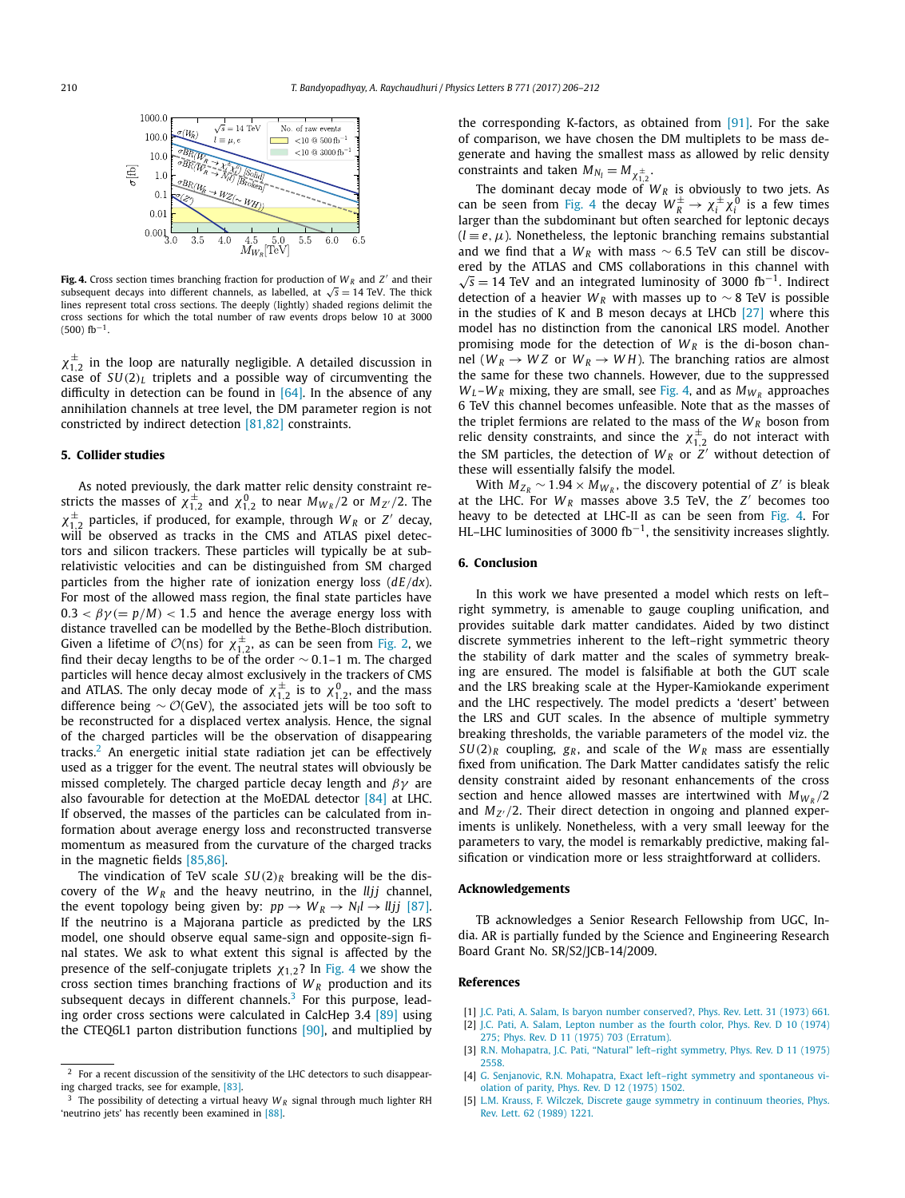**Fig. 4.** Cross section times branching fraction for production of $W_R$ and $Z'$ and their subsequent decays into different channels, as labelled, at $\sqrt{s} = 14$ TeV. The thick lines represent total cross sections. The deeply (lightly) shaded regions delimit the cross sections for which the total number of raw events drops below 10 at 3000 (500) fb$^{-1}$.

$\chi^{\pm}_{1,2}$ in the loop are naturally negligible. A detailed discussion in case of $SU(2)_L$ triplets and a possible way of circumventing the difficulty in detection can be found in [64]. In the absence of any annihilation channels at tree level, the DM parameter region is not constrained by indirect detection [81,82] constraints.

## 5. Collider studies

As noted previously, the dark matter relic density constraint restricts the masses of $\chi^{\pm}_{1,2}$ and $\chi^{0}_{1,2}$ to near $M_{W_R}/2$ or $M_{Z'}/2$. The $\chi^{\pm}_{1,2}$ particles, if produced, for example, through $W_R$ or $Z'$ decay, will be observed as tracks in the CMS and ATLAS pixel detectors and silicon trackers. These particles will typically be at sub-relativistic velocities and can be distinguished from SM charged particles from the higher rate of ionization energy loss ($dE/dx$). For most of the allowed mass region, the final state particles have $0.3 < \beta\gamma (= p/M) < 1.5$ and hence the average energy loss with distance travelled can be modelled by the Bethe-Bloch distribution. Given a lifetime of $\mathcal{O}$(ns) for $\chi^{\pm}_{1,2}$, as can be seen from Fig. 2, we find their decay lengths to be of the order $\sim 0.1$–$1$ m. The charged particles will hence decay almost exclusively in the trackers of CMS and ATLAS. The only decay mode of $\chi^{\pm}_{1,2}$ is to $\chi^{0}_{1,2}$, and the mass difference being $\sim \mathcal{O}$(GeV), the associated jets will be too soft to be reconstructed for a displaced vertex analysis. Hence, the signal of the charged particles will be the observation of disappearing tracks.[2] An energetic initial state radiation jet can be effectively used as a trigger for the event. The neutral states will obviously be missed completely. The charged particle decay length and $\beta\gamma$ are also favourable for detection at the MoEDAL detector [84] at LHC. If observed, the masses of the particles can be calculated from information about average energy loss and reconstructed transverse momentum as measured from the curvature of the charged tracks in the magnetic fields [85,86].

The vindication of TeV scale $SU(2)_R$ breaking will be the discovery of the $W_R$ and the heavy neutrino, in the $lljj$ channel, the event topology being given by: $pp \to W_R \to N_l l \to lljj$ [87]. If the neutrino is a Majorana particle as predicted by the LRS model, one should observe equal same-sign and opposite-sign final states. We ask to what extent this signal is affected by the presence of the self-conjugate triplets $\chi_{1,2}$? In Fig. 4 we show the cross section times branching fractions of $W_R$ production and its subsequent decays in different channels.[3] For this purpose, leading order cross sections were calculated in CalcHep 3.4 [89] using the CTEQ6L1 parton distribution functions [90], and multiplied by the corresponding K-factors, as obtained from [91]. For the sake of comparison, we have chosen the DM multiplets to be mass degenerate and having the smallest mass as allowed by relic density constraints and taken $M_{N_l} = M_{\chi^{\pm}_{1,2}}$.

The dominant decay mode of $W_R$ is obviously to two jets. As can be seen from Fig. 4 the decay $W^{\pm}_R \to \chi^{\pm}_i \chi^{0}_i$ is a few times larger than the subdominant but often searched for leptonic decays ($l \equiv e, \mu$). Nonetheless, the leptonic branching remains substantial and we find that a $W_R$ with mass $\sim 6.5$ TeV can still be discovered by the ATLAS and CMS collaborations in this channel with $\sqrt{s} = 14$ TeV and an integrated luminosity of 3000 fb$^{-1}$. Indirect detection of a heavier $W_R$ with masses up to $\sim 8$ TeV is possible in the studies of K and B meson decays at LHCb [27] where this model has no distinction from the canonical LRS model. Another promising mode for the detection of $W_R$ is the di-boson channel ($W_R \to WZ$ or $W_R \to WH$). The branching ratios are almost the same for these two channels. However, due to the suppressed $W_L$–$W_R$ mixing, they are small, see Fig. 4, and as $M_{W_R}$ approaches 6 TeV this channel becomes unfeasible. Note that as the masses of the triplet fermions are related to the mass of the $W_R$ boson from relic density constraints, and since the $\chi^{\pm}_{1,2}$ do not interact with the SM particles, the detection of $W_R$ or $Z'$ without detection of these will essentially falsify the model.

With $M_{Z_R} \sim 1.94 \times M_{W_R}$, the discovery potential of $Z'$ is bleak at the LHC. For $W_R$ masses above 3.5 TeV, the $Z'$ becomes too heavy to be detected at LHC-II as can be seen from Fig. 4. For HL–LHC luminosities of 3000 fb$^{-1}$, the sensitivity increases slightly.

## 6. Conclusion

In this work we have presented a model which rests on left–right symmetry, is amenable to gauge coupling unification, and provides suitable dark matter candidates. Aided by two distinct discrete symmetries inherent to the left–right symmetric theory the stability of dark matter and the scales of symmetry breaking are ensured. The model is falsifiable at both the GUT scale and the LRS breaking scale at the Hyper-Kamiokande experiment and the LHC respectively. The model predicts a 'desert' between the LRS and GUT scales. In the absence of multiple symmetry breaking thresholds, the variable parameters of the model viz. the $SU(2)_R$ coupling, $g_R$, and scale of the $W_R$ mass are essentially fixed from unification. The Dark Matter candidates satisfy the relic density constraint aided by resonant enhancements of the cross section and hence allowed masses are intertwined with $M_{W_R}/2$ and $M_{Z'}/2$. Their direct detection in ongoing and planned experiments is unlikely. Nonetheless, with a very small leeway for the parameters to vary, the model is remarkably predictive, making falsification or vindication more or less straightforward at colliders.

## Acknowledgements

TB acknowledges a Senior Research Fellowship from UGC, India. AR is partially funded by the Science and Engineering Research Board Grant No. SR/S2/JCB-14/2009.

## References

[1] J.C. Pati, A. Salam, Is baryon number conserved?, Phys. Rev. Lett. 31 (1973) 661.
[2] J.C. Pati, A. Salam, Lepton number as the fourth color, Phys. Rev. D 10 (1974) 275; Phys. Rev. D 11 (1975) 703 (Erratum).
[3] R.N. Mohapatra, J.C. Pati, "Natural" left–right symmetry, Phys. Rev. D 11 (1975) 2558.
[4] G. Senjanovic, R.N. Mohapatra, Exact left–right symmetry and spontaneous violation of parity, Phys. Rev. D 12 (1975) 1502.
[5] L.M. Krauss, F. Wilczek, Discrete gauge symmetry in continuum theories, Phys. Rev. Lett. 62 (1989) 1221.

---

[2] For a recent discussion of the sensitivity of the LHC detectors to such disappearing charged tracks, see for example, [83].

[3] The possibility of detecting a virtual heavy $W_R$ signal through much lighter RH 'neutrino jets' has recently been examined in [88].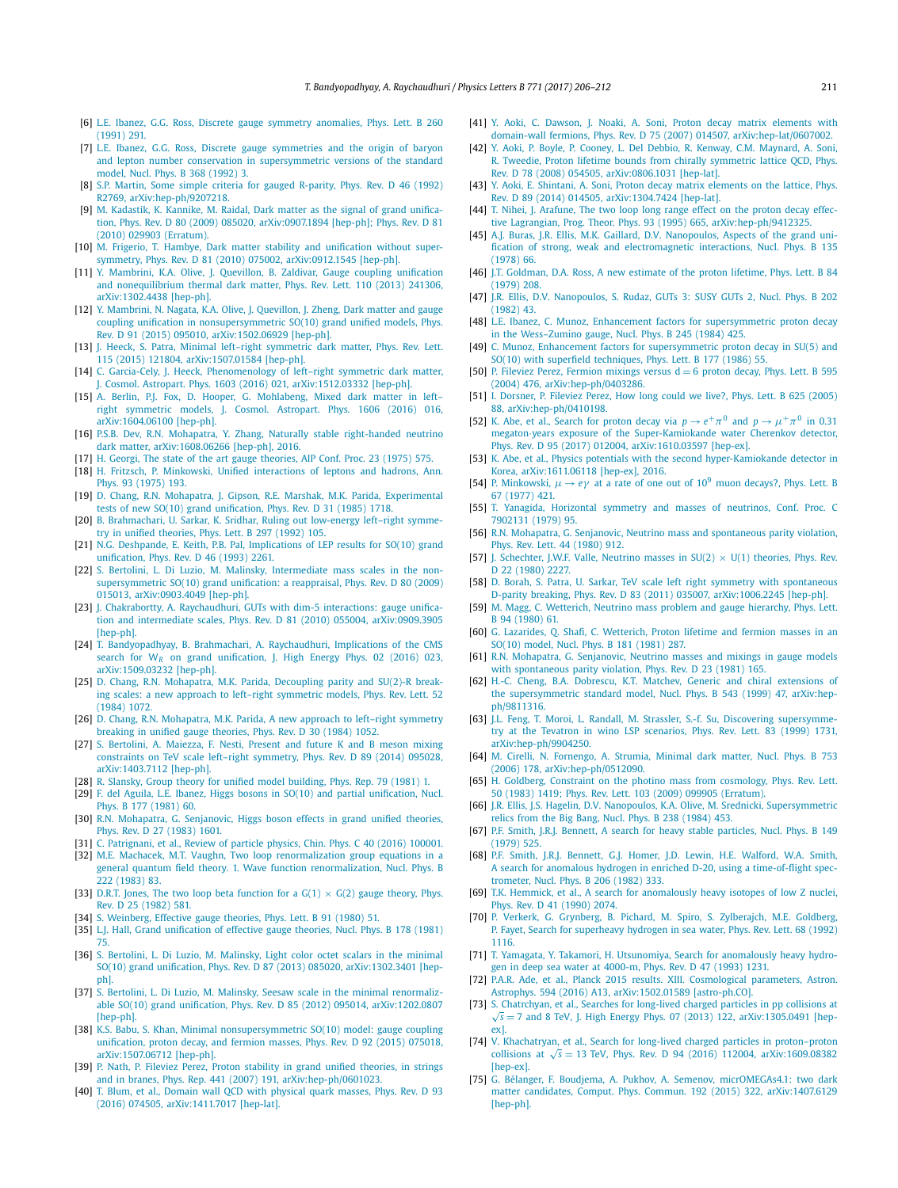[6] L.E. Ibanez, G.G. Ross, Discrete gauge symmetry anomalies, Phys. Lett. B 260 (1991) 291.

[7] L.E. Ibanez, G.G. Ross, Discrete gauge symmetries and the origin of baryon and lepton number conservation in supersymmetric versions of the standard model, Nucl. Phys. B 368 (1992) 3.

[8] S.P. Martin, Some simple criteria for gauged R-parity, Phys. Rev. D 46 (1992) R2769, arXiv:hep-ph/9207218.

[9] M. Kadastik, K. Kannike, M. Raidal, Dark matter as the signal of grand unification, Phys. Rev. D 80 (2009) 085020, arXiv:0907.1894 [hep-ph]; Phys. Rev. D 81 (2010) 029903 (Erratum).

[10] M. Frigerio, T. Hambye, Dark matter stability and unification without supersymmetry, Phys. Rev. D 81 (2010) 075002, arXiv:0912.1545 [hep-ph].

[11] Y. Mambrini, K.A. Olive, J. Quevillon, B. Zaldivar, Gauge coupling unification and nonequilibrium thermal dark matter, Phys. Rev. Lett. 110 (2013) 241306, arXiv:1302.4438 [hep-ph].

[12] Y. Mambrini, N. Nagata, K.A. Olive, J. Quevillon, J. Zheng, Dark matter and gauge coupling unification in nonsupersymmetric SO(10) grand unified models, Phys. Rev. D 91 (2015) 095010, arXiv:1502.06929 [hep-ph].

[13] J. Heeck, S. Patra, Minimal left–right symmetric dark matter, Phys. Rev. Lett. 115 (2015) 121804, arXiv:1507.01584 [hep-ph].

[14] C. Garcia-Cely, J. Heeck, Phenomenology of left–right symmetric dark matter, J. Cosmol. Astropart. Phys. 1603 (2016) 021, arXiv:1512.03332 [hep-ph].

[15] A. Berlin, P.J. Fox, D. Hooper, G. Mohlabeng, Mixed dark matter in left–right symmetric models, J. Cosmol. Astropart. Phys. 1606 (2016) 016, arXiv:1604.06100 [hep-ph].

[16] P.S.B. Dev, R.N. Mohapatra, Y. Zhang, Naturally stable right-handed neutrino dark matter, arXiv:1608.06266 [hep-ph], 2016.

[17] H. Georgi, The state of the art gauge theories, AIP Conf. Proc. 23 (1975) 575.

[18] H. Fritzsch, P. Minkowski, Unified interactions of leptons and hadrons, Ann. Phys. 93 (1975) 193.

[19] D. Chang, R.N. Mohapatra, J. Gipson, R.E. Marshak, M.K. Parida, Experimental tests of new SO(10) grand unification, Phys. Rev. D 31 (1985) 1718.

[20] B. Brahmachari, U. Sarkar, K. Sridhar, Ruling out low-energy left–right symmetry in unified theories, Phys. Lett. B 297 (1992) 105.

[21] N.G. Deshpande, E. Keith, P.B. Pal, Implications of LEP results for SO(10) grand unification, Phys. Rev. D 46 (1993) 2261.

[22] S. Bertolini, L. Di Luzio, M. Malinsky, Intermediate mass scales in the nonsupersymmetric SO(10) grand unification: a reappraisal, Phys. Rev. D 80 (2009) 015013, arXiv:0903.4049 [hep-ph].

[23] J. Chakrabortty, A. Raychaudhuri, GUTs with dim-5 interactions: gauge unification and intermediate scales, Phys. Rev. D 81 (2010) 055004, arXiv:0909.3905 [hep-ph].

[24] T. Bandyopadhyay, B. Brahmachari, A. Raychaudhuri, Implications of the CMS search for $W_R$ on grand unification, J. High Energy Phys. 02 (2016) 023, arXiv:1509.03232 [hep-ph].

[25] D. Chang, R.N. Mohapatra, M.K. Parida, Decoupling parity and SU(2)-R breaking scales: a new approach to left–right symmetric models, Phys. Rev. Lett. 52 (1984) 1072.

[26] D. Chang, R.N. Mohapatra, M.K. Parida, A new approach to left–right symmetry breaking in unified gauge theories, Phys. Rev. D 30 (1984) 1052.

[27] S. Bertolini, A. Maiezza, F. Nesti, Present and future K and B meson mixing constraints on TeV scale left–right symmetry, Phys. Rev. D 89 (2014) 095028, arXiv:1403.7112 [hep-ph].

[28] R. Slansky, Group theory for unified model building, Phys. Rep. 79 (1981) 1.

[29] F. del Aguila, L.E. Ibanez, Higgs bosons in SO(10) and partial unification, Nucl. Phys. B 177 (1981) 60.

[30] R.N. Mohapatra, G. Senjanovic, Higgs boson effects in grand unified theories, Phys. Rev. D 27 (1983) 1601.

[31] C. Patrignani, et al., Review of particle physics, Chin. Phys. C 40 (2016) 100001.

[32] M.E. Machacek, M.T. Vaughn, Two loop renormalization group equations in a general quantum field theory. 1. Wave function renormalization, Nucl. Phys. B 222 (1983) 83.

[33] D.R.T. Jones, The two loop beta function for a $G(1) \times G(2)$ gauge theory, Phys. Rev. D 25 (1982) 581.

[34] S. Weinberg, Effective gauge theories, Phys. Lett. B 91 (1980) 51.

[35] L.J. Hall, Grand unification of effective gauge theories, Nucl. Phys. B 178 (1981) 75.

[36] S. Bertolini, L. Di Luzio, M. Malinsky, Light color octet scalars in the minimal SO(10) grand unification, Phys. Rev. D 87 (2013) 085020, arXiv:1302.3401 [hep-ph].

[37] S. Bertolini, L. Di Luzio, M. Malinsky, Seesaw scale in the minimal renormalizable SO(10) grand unification, Phys. Rev. D 85 (2012) 095014, arXiv:1202.0807 [hep-ph].

[38] K.S. Babu, S. Khan, Minimal nonsupersymmetric SO(10) model: gauge coupling unification, proton decay, and fermion masses, Phys. Rev. D 92 (2015) 075018, arXiv:1507.06712 [hep-ph].

[39] P. Nath, P. Fileviez Perez, Proton stability in grand unified theories, in strings and in branes, Phys. Rep. 441 (2007) 191, arXiv:hep-ph/0601023.

[40] T. Blum, et al., Domain wall QCD with physical quark masses, Phys. Rev. D 93 (2016) 074505, arXiv:1411.7017 [hep-lat].

[41] Y. Aoki, C. Dawson, J. Noaki, A. Soni, Proton decay matrix elements with domain-wall fermions, Phys. Rev. D 75 (2007) 014507, arXiv:hep-lat/0607002.

[42] Y. Aoki, P. Boyle, P. Cooney, L. Del Debbio, R. Kenway, C.M. Maynard, A. Soni, R. Tweedie, Proton lifetime bounds from chirally symmetric lattice QCD, Phys. Rev. D 78 (2008) 054505, arXiv:0806.1031 [hep-lat].

[43] Y. Aoki, E. Shintani, A. Soni, Proton decay matrix elements on the lattice, Phys. Rev. D 89 (2014) 014505, arXiv:1304.7424 [hep-lat].

[44] T. Nihei, J. Arafune, The two loop long range effect on the proton decay effective Lagrangian, Prog. Theor. Phys. 93 (1995) 665, arXiv:hep-ph/9412325.

[45] A.J. Buras, J.R. Ellis, M.K. Gaillard, D.V. Nanopoulos, Aspects of the grand unification of strong, weak and electromagnetic interactions, Nucl. Phys. B 135 (1978) 66.

[46] J.T. Goldman, D.A. Ross, A new estimate of the proton lifetime, Phys. Lett. B 84 (1979) 208.

[47] J.R. Ellis, D.V. Nanopoulos, S. Rudaz, GUTs 3: SUSY GUTs 2, Nucl. Phys. B 202 (1982) 43.

[48] L.E. Ibanez, C. Munoz, Enhancement factors for supersymmetric proton decay in the Wess–Zumino gauge, Nucl. Phys. B 245 (1984) 425.

[49] C. Munoz, Enhancement factors for supersymmetric proton decay in SU(5) and SO(10) with superfield techniques, Phys. Lett. B 177 (1986) 55.

[50] P. Fileviez Perez, Fermion mixings versus d = 6 proton decay, Phys. Lett. B 595 (2004) 476, arXiv:hep-ph/0403286.

[51] I. Dorsner, P. Fileviez Perez, How long could we live?, Phys. Lett. B 625 (2005) 88, arXiv:hep-ph/0410198.

[52] K. Abe, et al., Search for proton decay via $p \to e^+\pi^0$ and $p \to \mu^+\pi^0$ in 0.31 megaton·years exposure of the Super-Kamiokande water Cherenkov detector, Phys. Rev. D 95 (2017) 012004, arXiv:1610.03597 [hep-ex].

[53] K. Abe, et al., Physics potentials with the second hyper-Kamiokande detector in Korea, arXiv:1611.06118 [hep-ex], 2016.

[54] P. Minkowski, $\mu \to e\gamma$ at a rate of one out of $10^9$ muon decays?, Phys. Lett. B 67 (1977) 421.

[55] T. Yanagida, Horizontal symmetry and masses of neutrinos, Conf. Proc. C 7902131 (1979) 95.

[56] R.N. Mohapatra, G. Senjanovic, Neutrino mass and spontaneous parity violation, Phys. Rev. Lett. 44 (1980) 912.

[57] J. Schechter, J.W.F. Valle, Neutrino masses in $SU(2) \times U(1)$ theories, Phys. Rev. D 22 (1980) 2227.

[58] D. Borah, S. Patra, U. Sarkar, TeV scale left right symmetry with spontaneous D-parity breaking, Phys. Rev. D 83 (2011) 035007, arXiv:1006.2245 [hep-ph].

[59] M. Magg, C. Wetterich, Neutrino mass problem and gauge hierarchy, Phys. Lett. B 94 (1980) 61.

[60] G. Lazarides, Q. Shafi, C. Wetterich, Proton lifetime and fermion masses in an SO(10) model, Nucl. Phys. B 181 (1981) 287.

[61] R.N. Mohapatra, G. Senjanovic, Neutrino masses and mixings in gauge models with spontaneous parity violation, Phys. Rev. D 23 (1981) 165.

[62] H.-C. Cheng, B.A. Dobrescu, K.T. Matchev, Generic and chiral extensions of the supersymmetric standard model, Nucl. Phys. B 543 (1999) 47, arXiv:hep-ph/9811316.

[63] J.L. Feng, T. Moroi, L. Randall, M. Strassler, S.-f. Su, Discovering supersymmetry at the Tevatron in wino LSP scenarios, Phys. Rev. Lett. 83 (1999) 1731, arXiv:hep-ph/9904250.

[64] M. Cirelli, N. Fornengo, A. Strumia, Minimal dark matter, Nucl. Phys. B 753 (2006) 178, arXiv:hep-ph/0512090.

[65] H. Goldberg, Constraint on the photino mass from cosmology, Phys. Rev. Lett. 50 (1983) 1419; Phys. Rev. Lett. 103 (2009) 099905 (Erratum).

[66] J.R. Ellis, J.S. Hagelin, D.V. Nanopoulos, K.A. Olive, M. Srednicki, Supersymmetric relics from the Big Bang, Nucl. Phys. B 238 (1984) 453.

[67] P.F. Smith, J.R.J. Bennett, A search for heavy stable particles, Nucl. Phys. B 149 (1979) 525.

[68] P.F. Smith, J.R.J. Bennett, G.J. Homer, J.D. Lewin, H.E. Walford, W.A. Smith, A search for anomalous hydrogen in enriched D-20, using a time-of-flight spectrometer, Nucl. Phys. B 206 (1982) 333.

[69] T.K. Hemmick, et al., A search for anomalously heavy isotopes of low Z nuclei, Phys. Rev. D 41 (1990) 2074.

[70] P. Verkerk, G. Grynberg, B. Pichard, M. Spiro, S. Zylberajch, M.E. Goldberg, P. Fayet, Search for superheavy hydrogen in sea water, Phys. Rev. Lett. 68 (1992) 1116.

[71] T. Yamagata, Y. Takamori, H. Utsunomiya, Search for anomalously heavy hydrogen in deep sea water at 4000-m, Phys. Rev. D 47 (1993) 1231.

[72] P.A.R. Ade, et al., Planck 2015 results. XIII. Cosmological parameters, Astron. Astrophys. 594 (2016) A13, arXiv:1502.01589 [astro-ph.CO].

[73] S. Chatrchyan, et al., Searches for long-lived charged particles in pp collisions at $\sqrt{s} = 7$ and 8 TeV, J. High Energy Phys. 07 (2013) 122, arXiv:1305.0491 [hep-ex].

[74] V. Khachatryan, et al., Search for long-lived charged particles in proton–proton collisions at $\sqrt{s} = 13$ TeV, Phys. Rev. D 94 (2016) 112004, arXiv:1609.08382 [hep-ex].

[75] G. Bélanger, F. Boudjema, A. Pukhov, A. Semenov, micrOMEGAs4.1: two dark matter candidates, Comput. Phys. Commun. 192 (2015) 322, arXiv:1407.6129 [hep-ph].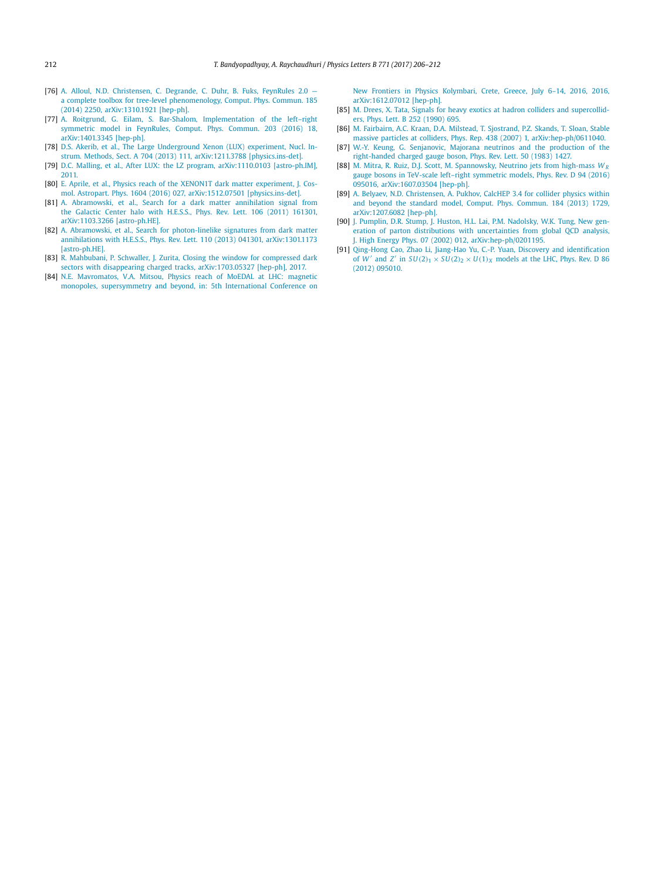[76] A. Alloul, N.D. Christensen, C. Degrande, C. Duhr, B. Fuks, FeynRules 2.0 — a complete toolbox for tree-level phenomenology, Comput. Phys. Commun. 185 (2014) 2250, arXiv:1310.1921 [hep-ph].

[77] A. Roitgrund, G. Eilam, S. Bar-Shalom, Implementation of the left–right symmetric model in FeynRules, Comput. Phys. Commun. 203 (2016) 18, arXiv:1401.3345 [hep-ph].

[78] D.S. Akerib, et al., The Large Underground Xenon (LUX) experiment, Nucl. Instrum. Methods, Sect. A 704 (2013) 111, arXiv:1211.3788 [physics.ins-det].

[79] D.C. Malling, et al., After LUX: the LZ program, arXiv:1110.0103 [astro-ph.IM], 2011.

[80] E. Aprile, et al., Physics reach of the XENON1T dark matter experiment, J. Cosmol. Astropart. Phys. 1604 (2016) 027, arXiv:1512.07501 [physics.ins-det].

[81] A. Abramowski, et al., Search for a dark matter annihilation signal from the Galactic Center halo with H.E.S.S., Phys. Rev. Lett. 106 (2011) 161301, arXiv:1103.3266 [astro-ph.HE].

[82] A. Abramowski, et al., Search for photon-linelike signatures from dark matter annihilations with H.E.S.S., Phys. Rev. Lett. 110 (2013) 041301, arXiv:1301.1173 [astro-ph.HE].

[83] R. Mahbubani, P. Schwaller, J. Zurita, Closing the window for compressed dark sectors with disappearing charged tracks, arXiv:1703.05327 [hep-ph], 2017.

[84] N.E. Mavromatos, V.A. Mitsou, Physics reach of MoEDAL at LHC: magnetic monopoles, supersymmetry and beyond, in: 5th International Conference on New Frontiers in Physics Kolymbari, Crete, Greece, July 6–14, 2016, 2016, arXiv:1612.07012 [hep-ph].

[85] M. Drees, X. Tata, Signals for heavy exotics at hadron colliders and supercolliders, Phys. Lett. B 252 (1990) 695.

[86] M. Fairbairn, A.C. Kraan, D.A. Milstead, T. Sjostrand, P.Z. Skands, T. Sloan, Stable massive particles at colliders, Phys. Rep. 438 (2007) 1, arXiv:hep-ph/0611040.

[87] W.-Y. Keung, G. Senjanovic, Majorana neutrinos and the production of the right-handed charged gauge boson, Phys. Rev. Lett. 50 (1983) 1427.

[88] M. Mitra, R. Ruiz, D.J. Scott, M. Spannowsky, Neutrino jets from high-mass $W_R$ gauge bosons in TeV-scale left–right symmetric models, Phys. Rev. D 94 (2016) 095016, arXiv:1607.03504 [hep-ph].

[89] A. Belyaev, N.D. Christensen, A. Pukhov, CalcHEP 3.4 for collider physics within and beyond the standard model, Comput. Phys. Commun. 184 (2013) 1729, arXiv:1207.6082 [hep-ph].

[90] J. Pumplin, D.R. Stump, J. Huston, H.L. Lai, P.M. Nadolsky, W.K. Tung, New generation of parton distributions with uncertainties from global QCD analysis, J. High Energy Phys. 07 (2002) 012, arXiv:hep-ph/0201195.

[91] Qing-Hong Cao, Zhao Li, Jiang-Hao Yu, C.-P. Yuan, Discovery and identification of $W'$ and $Z'$ in $SU(2)_1 \times SU(2)_2 \times U(1)_X$ models at the LHC, Phys. Rev. D 86 (2012) 095010.